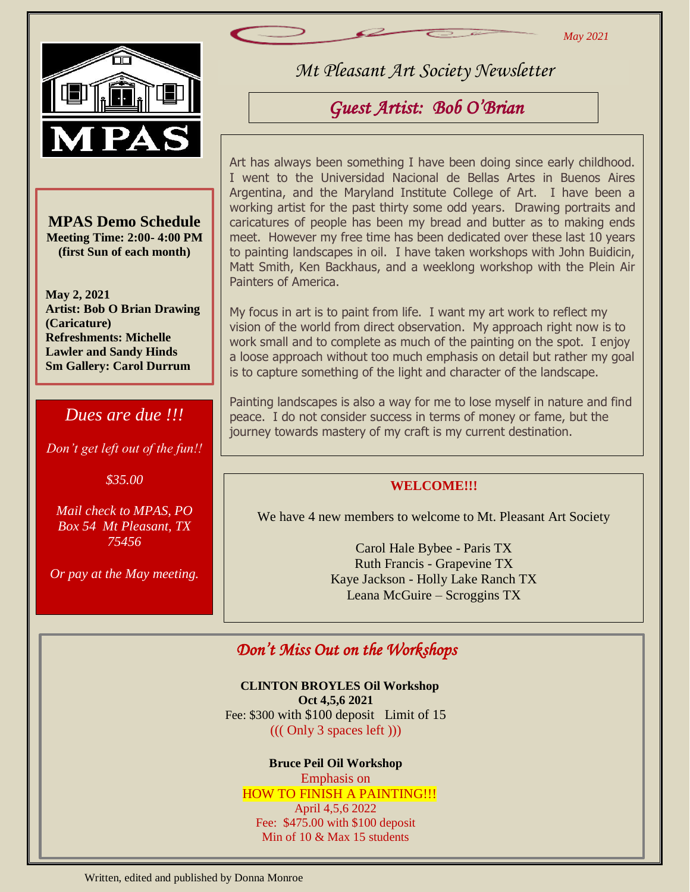May 2021

# Mt Pleasant Art Society Newsletter

## Guest Artist: Bob O'Brian

Art has always been something I have been doing since early childhood. I went to the Universidad Nacional de Bellas Artes in Buenos Aires Argentina, and the Maryland Institute College of Art. I have been a working artist for the past thirty some odd years. Drawing portraits and caricatures of people has been my bread and butter as to making ends meet. However my free time has been dedicated over these last 10 years to painting landscapes in oil. I have taken workshops with John Buidicin, Matt Smith, Ken Backhaus, and a weeklong workshop with the Plein Air Painters of America.

My focus in art is to paint from life. I want my art work to reflect my vision of the world from direct observation. My approach right now is to work small and to complete as much of the painting on the spot. I enjoy a loose approach without too much emphasis on detail but rather my goal is to capture something of the light and character of the landscape.

Painting landscapes is also a way for me to lose myself in nature and find peace. I do not consider success in terms of money or fame, but the journey towards mastery of my craft is my current destination.

### MPAS Demo Schedule

**Meeting Time: 2:00- 4:00 PM**
**(first Sun of each month)**

**May 2, 2021**
**Artist: Bob O Brian Drawing (Caricature)**
**Refreshments: Michelle Lawler and Sandy Hinds**
**Sm Gallery: Carol Durrum**

### *Dues are due !!!*

*Don't get left out of the fun!!*

*$35.00*

*Mail check to MPAS, PO Box 54 Mt Pleasant, TX 75456*

*Or pay at the May meeting.*

### WELCOME!!!

We have 4 new members to welcome to Mt. Pleasant Art Society

Carol Hale Bybee - Paris TX
Ruth Francis - Grapevine TX
Kaye Jackson - Holly Lake Ranch TX
Leana McGuire – Scroggins TX

## *Don't Miss Out on the Workshops*

**CLINTON BROYLES Oil Workshop**
**Oct 4,5,6 2021**
Fee: $300 with $100 deposit Limit of 15
((( Only 3 spaces left )))

**Bruce Peil Oil Workshop**
Emphasis on
HOW TO FINISH A PAINTING!!!
April 4,5,6 2022
Fee: $475.00 with $100 deposit
Min of 10 & Max 15 students

Written, edited and published by Donna Monroe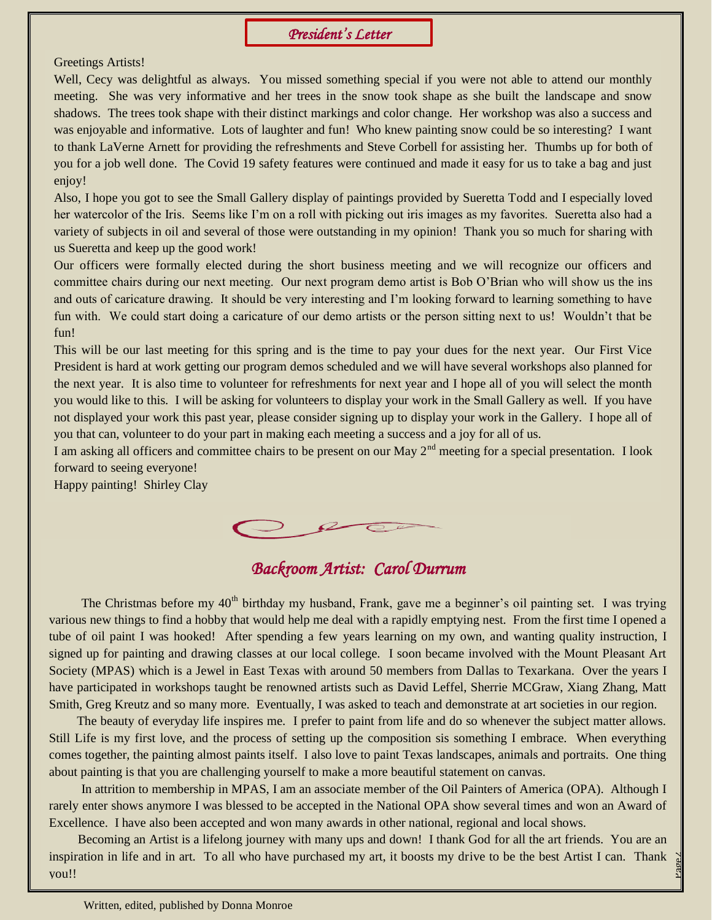## *President's Letter*

Greetings Artists!

Well, Cecy was delightful as always. You missed something special if you were not able to attend our monthly meeting. She was very informative and her trees in the snow took shape as she built the landscape and snow shadows. The trees took shape with their distinct markings and color change. Her workshop was also a success and was enjoyable and informative. Lots of laughter and fun! Who knew painting snow could be so interesting? I want to thank LaVerne Arnett for providing the refreshments and Steve Corbell for assisting her. Thumbs up for both of you for a job well done. The Covid 19 safety features were continued and made it easy for us to take a bag and just enjoy!

Also, I hope you got to see the Small Gallery display of paintings provided by Sueretta Todd and I especially loved her watercolor of the Iris. Seems like I'm on a roll with picking out iris images as my favorites. Sueretta also had a variety of subjects in oil and several of those were outstanding in my opinion! Thank you so much for sharing with us Sueretta and keep up the good work!

Our officers were formally elected during the short business meeting and we will recognize our officers and committee chairs during our next meeting. Our next program demo artist is Bob O'Brian who will show us the ins and outs of caricature drawing. It should be very interesting and I'm looking forward to learning something to have fun with. We could start doing a caricature of our demo artists or the person sitting next to us! Wouldn't that be fun!

This will be our last meeting for this spring and is the time to pay your dues for the next year. Our First Vice President is hard at work getting our program demos scheduled and we will have several workshops also planned for the next year. It is also time to volunteer for refreshments for next year and I hope all of you will select the month you would like to this. I will be asking for volunteers to display your work in the Small Gallery as well. If you have not displayed your work this past year, please consider signing up to display your work in the Gallery. I hope all of you that can, volunteer to do your part in making each meeting a success and a joy for all of us.

I am asking all officers and committee chairs to be present on our May 2nd meeting for a special presentation. I look forward to seeing everyone!

Happy painting! Shirley Clay

## *Backroom Artist: Carol Durrum*

The Christmas before my 40th birthday my husband, Frank, gave me a beginner's oil painting set. I was trying various new things to find a hobby that would help me deal with a rapidly emptying nest. From the first time I opened a tube of oil paint I was hooked! After spending a few years learning on my own, and wanting quality instruction, I signed up for painting and drawing classes at our local college. I soon became involved with the Mount Pleasant Art Society (MPAS) which is a Jewel in East Texas with around 50 members from Dallas to Texarkana. Over the years I have participated in workshops taught be renowned artists such as David Leffel, Sherrie MCGraw, Xiang Zhang, Matt Smith, Greg Kreutz and so many more. Eventually, I was asked to teach and demonstrate at art societies in our region.

The beauty of everyday life inspires me. I prefer to paint from life and do so whenever the subject matter allows. Still Life is my first love, and the process of setting up the composition sis something I embrace. When everything comes together, the painting almost paints itself. I also love to paint Texas landscapes, animals and portraits. One thing about painting is that you are challenging yourself to make a more beautiful statement on canvas.

In attrition to membership in MPAS, I am an associate member of the Oil Painters of America (OPA). Although I rarely enter shows anymore I was blessed to be accepted in the National OPA show several times and won an Award of Excellence. I have also been accepted and won many awards in other national, regional and local shows.

Becoming an Artist is a lifelong journey with many ups and down! I thank God for all the art friends. You are an inspiration in life and in art. To all who have purchased my art, it boosts my drive to be the best Artist I can. Thank you!!

Written, edited, published by Donna Monroe